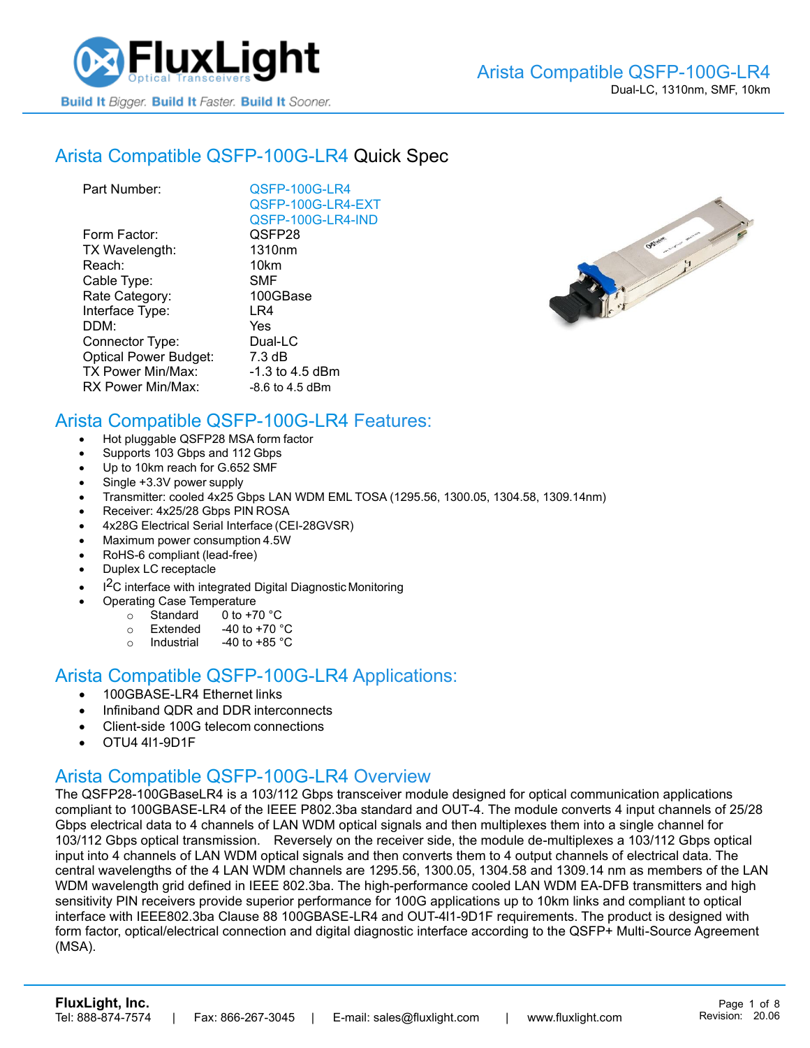# Arista Compatible QSFP-100G-LR4 Quick Spec

| | |
|---|---|
| Part Number: | QSFP-100G-LR4<br>QSFP-100G-LR4-EXT<br>QSFP-100G-LR4-IND |
| Form Factor: | QSFP28 |
| TX Wavelength: | 1310nm |
| Reach: | 10km |
| Cable Type: | SMF |
| Rate Category: | 100GBase |
| Interface Type: | LR4 |
| DDM: | Yes |
| Connector Type: | Dual-LC |
| Optical Power Budget: | 7.3 dB |
| TX Power Min/Max: | -1.3 to 4.5 dBm |
| RX Power Min/Max: | -8.6 to 4.5 dBm |

## Arista Compatible QSFP-100G-LR4 Features:

- Hot pluggable QSFP28 MSA form factor
- Supports 103 Gbps and 112 Gbps
- Up to 10km reach for G.652 SMF
- Single +3.3V power supply
- Transmitter: cooled 4x25 Gbps LAN WDM EML TOSA (1295.56, 1300.05, 1304.58, 1309.14nm)
- Receiver: 4x25/28 Gbps PIN ROSA
- 4x28G Electrical Serial Interface (CEI-28GVSR)
- Maximum power consumption 4.5W
- RoHS-6 compliant (lead-free)
- Duplex LC receptacle
- $I^2C$ interface with integrated Digital Diagnostic Monitoring
- Operating Case Temperature
  - Standard 0 to +70 °C
  - Extended -40 to +70 °C
  - Industrial -40 to +85 °C

## Arista Compatible QSFP-100G-LR4 Applications:

- 100GBASE-LR4 Ethernet links
- Infiniband QDR and DDR interconnects
- Client-side 100G telecom connections
- OTU4 4I1-9D1F

## Arista Compatible QSFP-100G-LR4 Overview

The QSFP28-100GBaseLR4 is a 103/112 Gbps transceiver module designed for optical communication applications compliant to 100GBASE-LR4 of the IEEE P802.3ba standard and OUT-4. The module converts 4 input channels of 25/28 Gbps electrical data to 4 channels of LAN WDM optical signals and then multiplexes them into a single channel for 103/112 Gbps optical transmission. Reversely on the receiver side, the module de-multiplexes a 103/112 Gbps optical input into 4 channels of LAN WDM optical signals and then converts them to 4 output channels of electrical data. The central wavelengths of the 4 LAN WDM channels are 1295.56, 1300.05, 1304.58 and 1309.14 nm as members of the LAN WDM wavelength grid defined in IEEE 802.3ba. The high-performance cooled LAN WDM EA-DFB transmitters and high sensitivity PIN receivers provide superior performance for 100G applications up to 10km links and compliant to optical interface with IEEE802.3ba Clause 88 100GBASE-LR4 and OUT-4I1-9D1F requirements. The product is designed with form factor, optical/electrical connection and digital diagnostic interface according to the QSFP+ Multi-Source Agreement (MSA).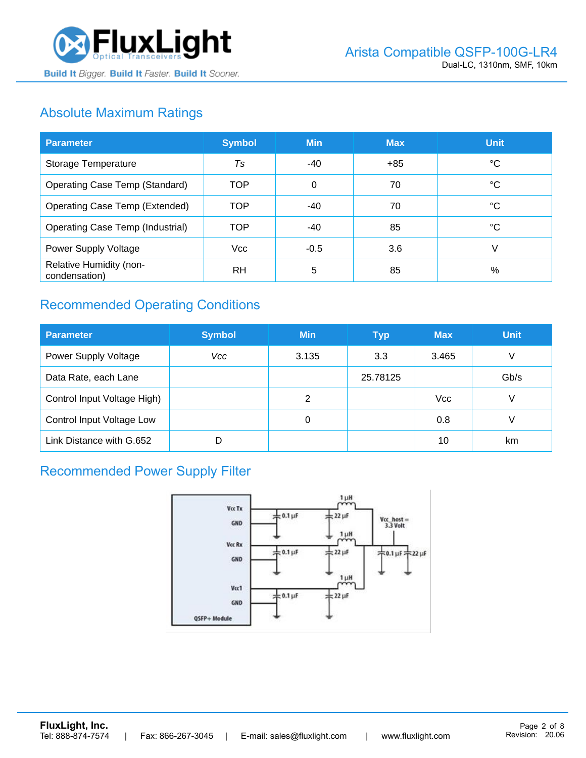## Absolute Maximum Ratings

| Parameter | Symbol | Min | Max | Unit |
|---|---|---|---|---|
| Storage Temperature | *Ts* | -40 | +85 | °C |
| Operating Case Temp (Standard) | TOP | 0 | 70 | °C |
| Operating Case Temp (Extended) | TOP | -40 | 70 | °C |
| Operating Case Temp (Industrial) | TOP | -40 | 85 | °C |
| Power Supply Voltage | Vcc | -0.5 | 3.6 | V |
| Relative Humidity (non-condensation) | RH | 5 | 85 | % |

## Recommended Operating Conditions

| Parameter | Symbol | Min | Typ | Max | Unit |
|---|---|---|---|---|---|
| Power Supply Voltage | *Vcc* | 3.135 | 3.3 | 3.465 | V |
| Data Rate, each Lane | | | 25.78125 | | Gb/s |
| Control Input Voltage High) | | 2 | | Vcc | V |
| Control Input Voltage Low | | 0 | | 0.8 | V |
| Link Distance with G.652 | D | | | 10 | km |

## Recommended Power Supply Filter

Vcc Tx
GND
Vcc Rx
GND
Vcc1
GND
QSFP+ Module
0.1 µF
22 µF
1 µH
Vcc_host = 3.3 Volt
0.1 µF
22 µF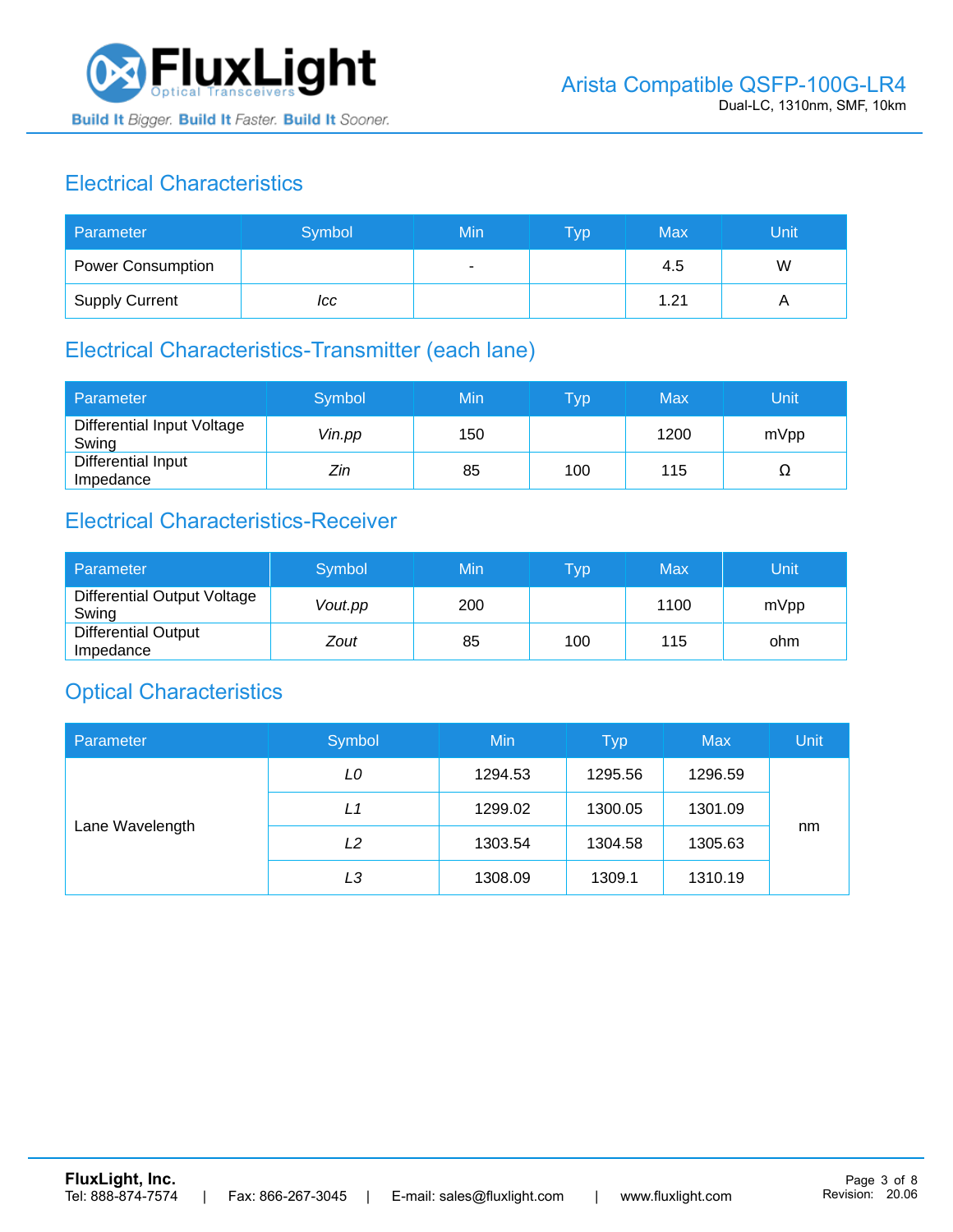## Electrical Characteristics

| Parameter | Symbol | Min | Typ | Max | Unit |
|---|---|---|---|---|---|
| Power Consumption | | - | | 4.5 | W |
| Supply Current | *Icc* | | | 1.21 | A |

## Electrical Characteristics-Transmitter (each lane)

| Parameter | Symbol | Min | Typ | Max | Unit |
|---|---|---|---|---|---|
| Differential Input Voltage Swing | *Vin.pp* | 150 | | 1200 | mVpp |
| Differential Input Impedance | *Zin* | 85 | 100 | 115 | Ω |

## Electrical Characteristics-Receiver

| Parameter | Symbol | Min | Typ | Max | Unit |
|---|---|---|---|---|---|
| Differential Output Voltage Swing | *Vout.pp* | 200 | | 1100 | mVpp |
| Differential Output Impedance | *Zout* | 85 | 100 | 115 | ohm |

## Optical Characteristics

| Parameter | Symbol | Min | Typ | Max | Unit |
|---|---|---|---|---|---|
| Lane Wavelength | *L0* | 1294.53 | 1295.56 | 1296.59 | nm |
| | *L1* | 1299.02 | 1300.05 | 1301.09 | |
| | *L2* | 1303.54 | 1304.58 | 1305.63 | |
| | *L3* | 1308.09 | 1309.1 | 1310.19 | |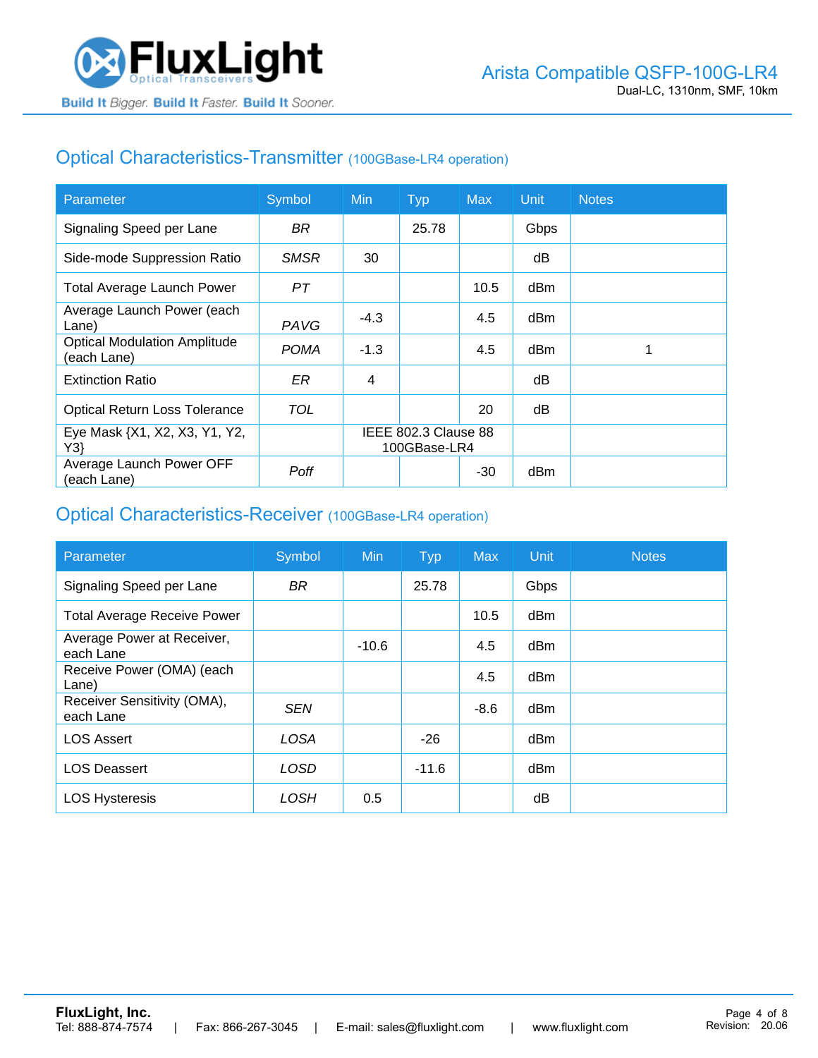## Optical Characteristics-Transmitter (100GBase-LR4 operation)

| Parameter | Symbol | Min | Typ | Max | Unit | Notes |
|---|---|---|---|---|---|---|
| Signaling Speed per Lane | *BR* | | 25.78 | | Gbps | |
| Side-mode Suppression Ratio | *SMSR* | 30 | | | dB | |
| Total Average Launch Power | *PT* | | | 10.5 | dBm | |
| Average Launch Power (each Lane) | *PAVG* | -4.3 | | 4.5 | dBm | |
| Optical Modulation Amplitude (each Lane) | *POMA* | -1.3 | | 4.5 | dBm | 1 |
| Extinction Ratio | *ER* | 4 | | | dB | |
| Optical Return Loss Tolerance | *TOL* | | | 20 | dB | |
| Eye Mask {X1, X2, X3, Y1, Y2, Y3} | | IEEE 802.3 Clause 88 100GBase-LR4 | | | | |
| Average Launch Power OFF (each Lane) | *Poff* | | | -30 | dBm | |

## Optical Characteristics-Receiver (100GBase-LR4 operation)

| Parameter | Symbol | Min | Typ | Max | Unit | Notes |
|---|---|---|---|---|---|---|
| Signaling Speed per Lane | *BR* | | 25.78 | | Gbps | |
| Total Average Receive Power | | | | 10.5 | dBm | |
| Average Power at Receiver, each Lane | | -10.6 | | 4.5 | dBm | |
| Receive Power (OMA) (each Lane) | | | | 4.5 | dBm | |
| Receiver Sensitivity (OMA), each Lane | *SEN* | | | -8.6 | dBm | |
| LOS Assert | *LOSA* | | -26 | | dBm | |
| LOS Deassert | *LOSD* | | -11.6 | | dBm | |
| LOS Hysteresis | *LOSH* | 0.5 | | | dB | |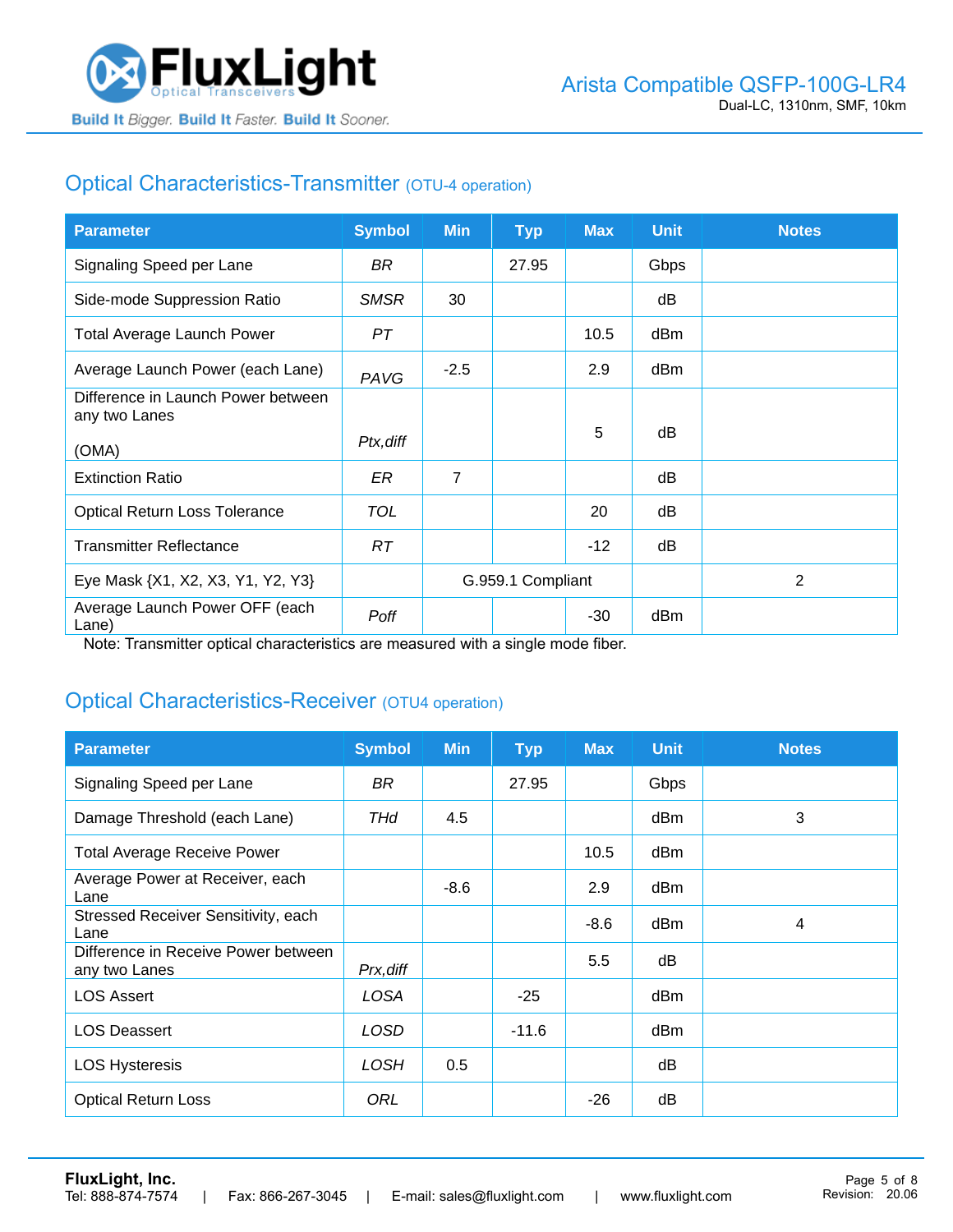## Optical Characteristics-Transmitter (OTU-4 operation)

| Parameter | Symbol | Min | Typ | Max | Unit | Notes |
|---|---|---|---|---|---|---|
| Signaling Speed per Lane | *BR* | | 27.95 | | Gbps | |
| Side-mode Suppression Ratio | *SMSR* | 30 | | | dB | |
| Total Average Launch Power | *PT* | | | 10.5 | dBm | |
| Average Launch Power (each Lane) | *PAVG* | -2.5 | | 2.9 | dBm | |
| Difference in Launch Power between any two Lanes (OMA) | *Ptx,diff* | | | 5 | dB | |
| Extinction Ratio | *ER* | 7 | | | dB | |
| Optical Return Loss Tolerance | *TOL* | | | 20 | dB | |
| Transmitter Reflectance | *RT* | | | -12 | dB | |
| Eye Mask {X1, X2, X3, Y1, Y2, Y3} | | G.959.1 Compliant | | | | 2 |
| Average Launch Power OFF (each Lane) | *Poff* | | | -30 | dBm | |

Note: Transmitter optical characteristics are measured with a single mode fiber.

## Optical Characteristics-Receiver (OTU4 operation)

| Parameter | Symbol | Min | Typ | Max | Unit | Notes |
|---|---|---|---|---|---|---|
| Signaling Speed per Lane | *BR* | | 27.95 | | Gbps | |
| Damage Threshold (each Lane) | *THd* | 4.5 | | | dBm | 3 |
| Total Average Receive Power | | | | 10.5 | dBm | |
| Average Power at Receiver, each Lane | | -8.6 | | 2.9 | dBm | |
| Stressed Receiver Sensitivity, each Lane | | | | -8.6 | dBm | 4 |
| Difference in Receive Power between any two Lanes | *Prx,diff* | | | 5.5 | dB | |
| LOS Assert | *LOSA* | | -25 | | dBm | |
| LOS Deassert | *LOSD* | | -11.6 | | dBm | |
| LOS Hysteresis | *LOSH* | 0.5 | | | dB | |
| Optical Return Loss | *ORL* | | | -26 | dB | |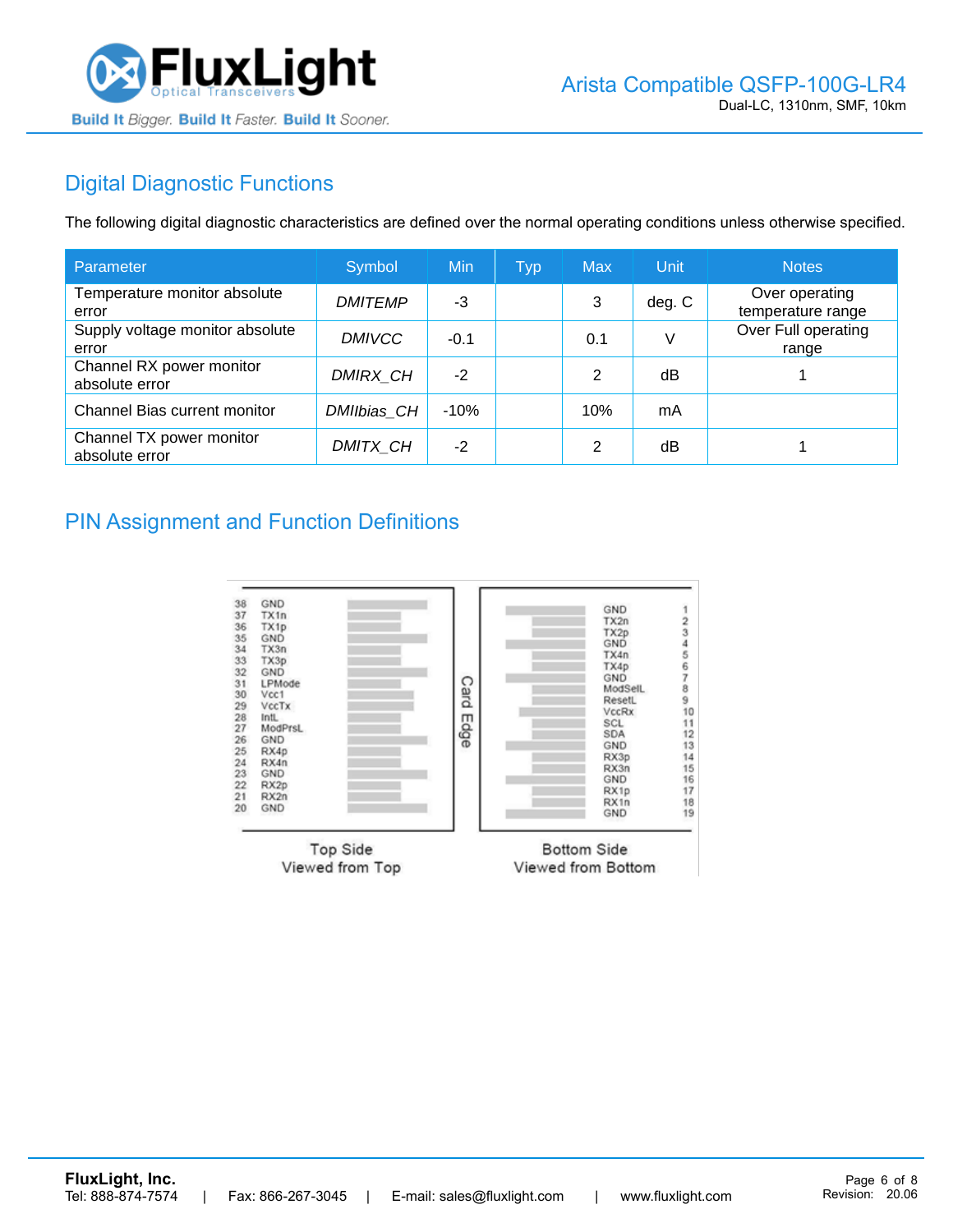## Digital Diagnostic Functions

The following digital diagnostic characteristics are defined over the normal operating conditions unless otherwise specified.

| Parameter | Symbol | Min | Typ | Max | Unit | Notes |
|---|---|---|---|---|---|---|
| Temperature monitor absolute error | *DMITEMP* | -3 | | 3 | deg. C | Over operating temperature range |
| Supply voltage monitor absolute error | *DMIVCC* | -0.1 | | 0.1 | V | Over Full operating range |
| Channel RX power monitor absolute error | *DMIRX_CH* | -2 | | 2 | dB | 1 |
| Channel Bias current monitor | *DMIIbias_CH* | -10% | | 10% | mA | |
| Channel TX power monitor absolute error | *DMITX_CH* | -2 | | 2 | dB | 1 |

## PIN Assignment and Function Definitions

| Top Side Pin | Signal | Bottom Side Pin | Signal |
|---|---|---|---|
| 38 | GND | 1 | GND |
| 37 | TX1n | 2 | TX2n |
| 36 | TX1p | 3 | TX2p |
| 35 | GND | 4 | GND |
| 34 | TX3n | 5 | TX4n |
| 33 | TX3p | 6 | TX4p |
| 32 | GND | 7 | GND |
| 31 | LPMode | 8 | ModSelL |
| 30 | Vcc1 | 9 | ResetL |
| 29 | VccTx | 10 | VccRx |
| 28 | IntL | 11 | SCL |
| 27 | ModPrsL | 12 | SDA |
| 26 | GND | 13 | GND |
| 25 | RX4p | 14 | RX3p |
| 24 | RX4n | 15 | RX3n |
| 23 | GND | 16 | GND |
| 22 | RX2p | 17 | RX1p |
| 21 | RX2n | 18 | RX1n |
| 20 | GND | 19 | GND |

Card Edge

Top Side Viewed from Top — Bottom Side Viewed from Bottom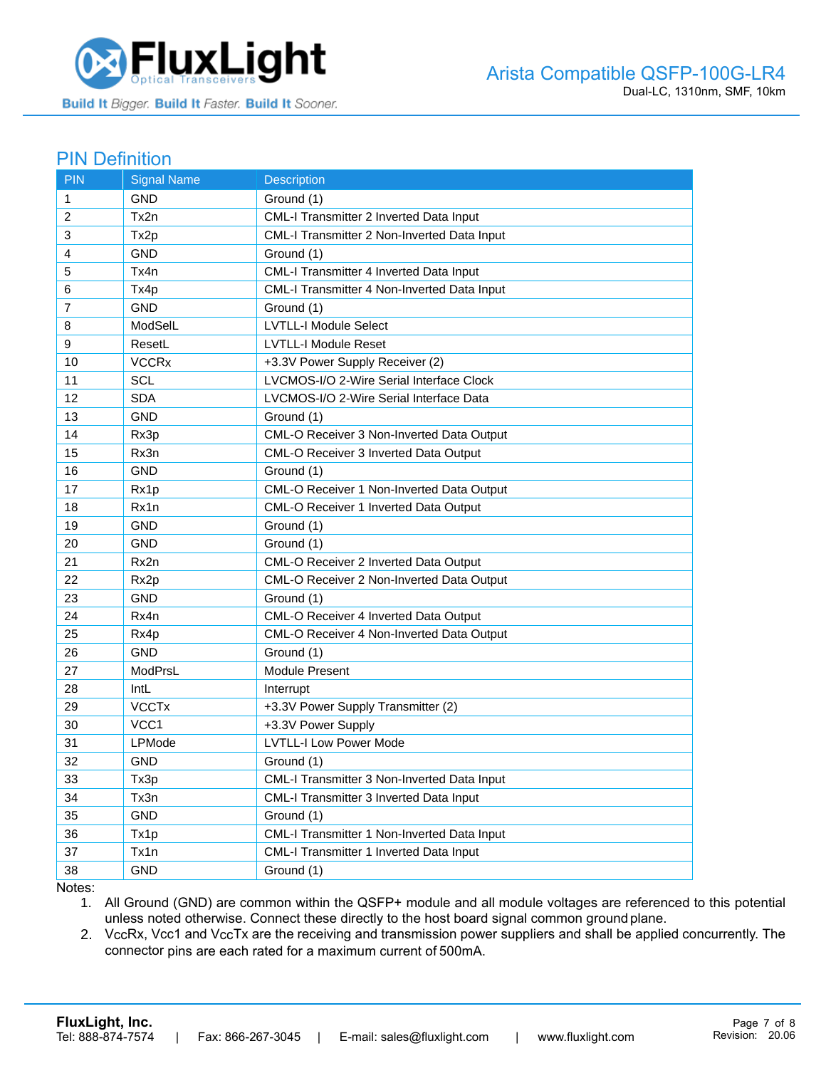## PIN Definition

| PIN | Signal Name | Description |
|---|---|---|
| 1 | GND | Ground (1) |
| 2 | Tx2n | CML-I Transmitter 2 Inverted Data Input |
| 3 | Tx2p | CML-I Transmitter 2 Non-Inverted Data Input |
| 4 | GND | Ground (1) |
| 5 | Tx4n | CML-I Transmitter 4 Inverted Data Input |
| 6 | Tx4p | CML-I Transmitter 4 Non-Inverted Data Input |
| 7 | GND | Ground (1) |
| 8 | ModSelL | LVTLL-I Module Select |
| 9 | ResetL | LVTLL-I Module Reset |
| 10 | VCCRx | +3.3V Power Supply Receiver (2) |
| 11 | SCL | LVCMOS-I/O 2-Wire Serial Interface Clock |
| 12 | SDA | LVCMOS-I/O 2-Wire Serial Interface Data |
| 13 | GND | Ground (1) |
| 14 | Rx3p | CML-O Receiver 3 Non-Inverted Data Output |
| 15 | Rx3n | CML-O Receiver 3 Inverted Data Output |
| 16 | GND | Ground (1) |
| 17 | Rx1p | CML-O Receiver 1 Non-Inverted Data Output |
| 18 | Rx1n | CML-O Receiver 1 Inverted Data Output |
| 19 | GND | Ground (1) |
| 20 | GND | Ground (1) |
| 21 | Rx2n | CML-O Receiver 2 Inverted Data Output |
| 22 | Rx2p | CML-O Receiver 2 Non-Inverted Data Output |
| 23 | GND | Ground (1) |
| 24 | Rx4n | CML-O Receiver 4 Inverted Data Output |
| 25 | Rx4p | CML-O Receiver 4 Non-Inverted Data Output |
| 26 | GND | Ground (1) |
| 27 | ModPrsL | Module Present |
| 28 | IntL | Interrupt |
| 29 | VCCTx | +3.3V Power Supply Transmitter (2) |
| 30 | VCC1 | +3.3V Power Supply |
| 31 | LPMode | LVTLL-I Low Power Mode |
| 32 | GND | Ground (1) |
| 33 | Tx3p | CML-I Transmitter 3 Non-Inverted Data Input |
| 34 | Tx3n | CML-I Transmitter 3 Inverted Data Input |
| 35 | GND | Ground (1) |
| 36 | Tx1p | CML-I Transmitter 1 Non-Inverted Data Input |
| 37 | Tx1n | CML-I Transmitter 1 Inverted Data Input |
| 38 | GND | Ground (1) |

Notes:

1. All Ground (GND) are common within the QSFP+ module and all module voltages are referenced to this potential unless noted otherwise. Connect these directly to the host board signal common ground plane.
2. VccRx, Vcc1 and VccTx are the receiving and transmission power suppliers and shall be applied concurrently. The connector pins are each rated for a maximum current of 500mA.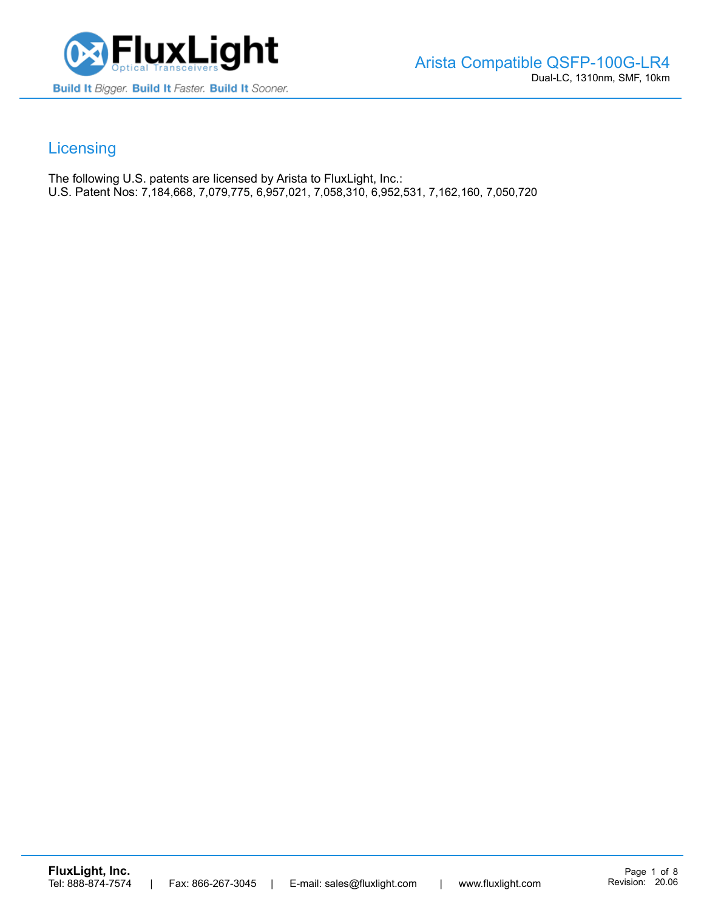## Licensing

The following U.S. patents are licensed by Arista to FluxLight, Inc.:
U.S. Patent Nos: 7,184,668, 7,079,775, 6,957,021, 7,058,310, 6,952,531, 7,162,160, 7,050,720